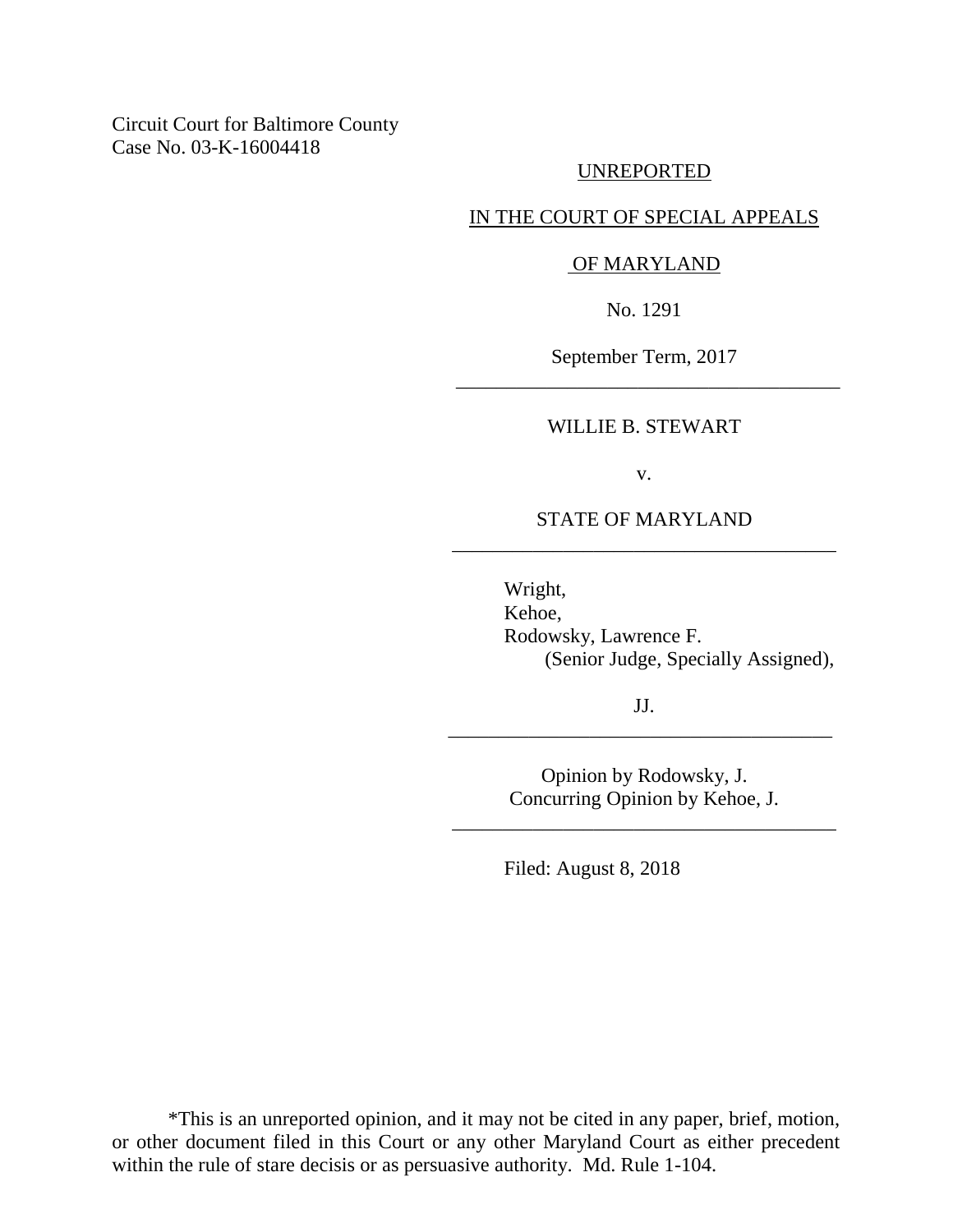Circuit Court for Baltimore County
Case No. 03-K-16004418

UNREPORTED

IN THE COURT OF SPECIAL APPEALS

OF MARYLAND

No. 1291

September Term, 2017

---

WILLIE B. STEWART

v.

STATE OF MARYLAND

---

Wright,
Kehoe,
Rodowsky, Lawrence F.
(Senior Judge, Specially Assigned),

JJ.

---

Opinion by Rodowsky, J.
Concurring Opinion by Kehoe, J.

---

Filed: August 8, 2018

*This is an unreported opinion, and it may not be cited in any paper, brief, motion, or other document filed in this Court or any other Maryland Court as either precedent within the rule of stare decisis or as persuasive authority. Md. Rule 1-104.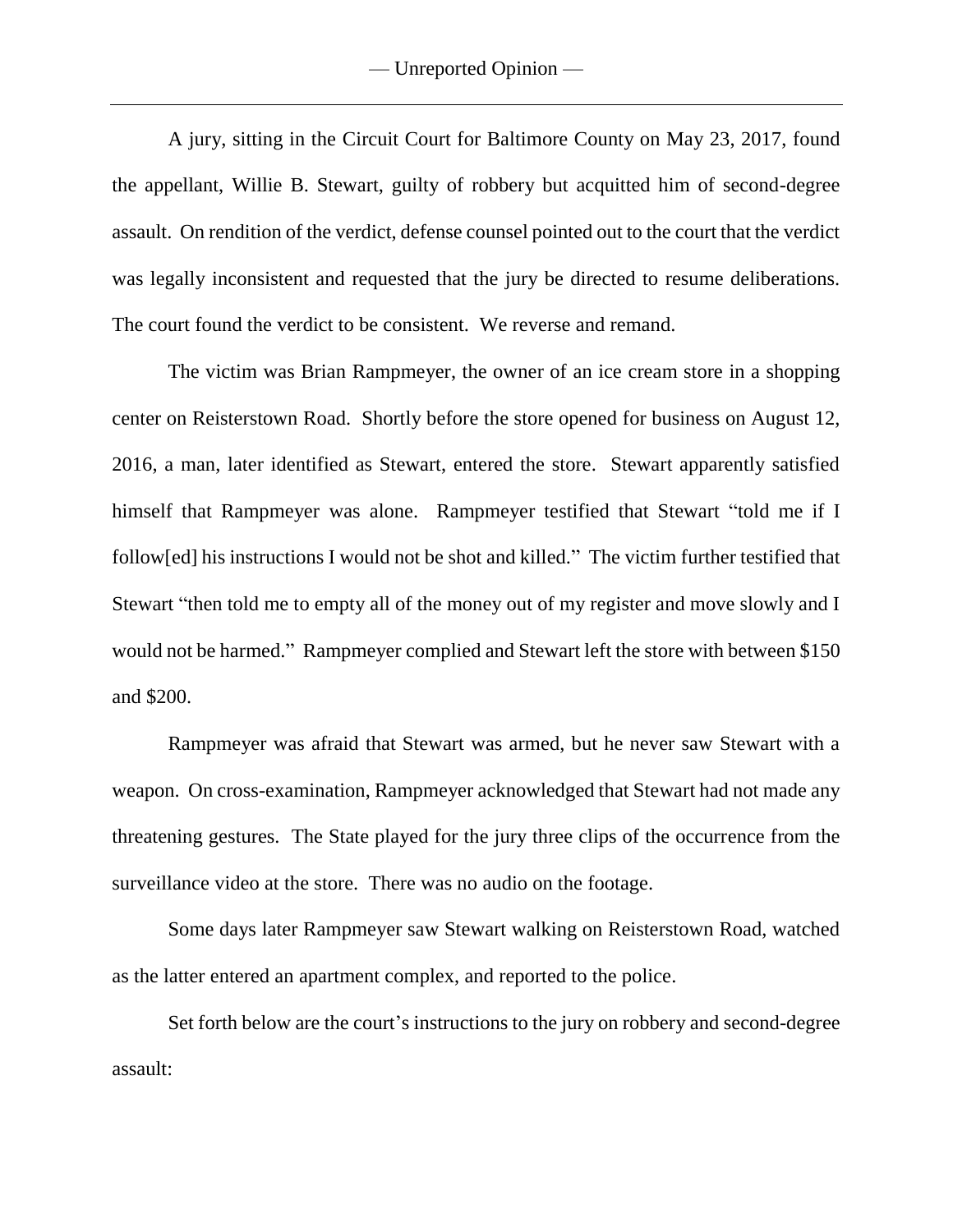A jury, sitting in the Circuit Court for Baltimore County on May 23, 2017, found the appellant, Willie B. Stewart, guilty of robbery but acquitted him of second-degree assault. On rendition of the verdict, defense counsel pointed out to the court that the verdict was legally inconsistent and requested that the jury be directed to resume deliberations. The court found the verdict to be consistent. We reverse and remand.

The victim was Brian Rampmeyer, the owner of an ice cream store in a shopping center on Reisterstown Road. Shortly before the store opened for business on August 12, 2016, a man, later identified as Stewart, entered the store. Stewart apparently satisfied himself that Rampmeyer was alone. Rampmeyer testified that Stewart "told me if I follow[ed] his instructions I would not be shot and killed." The victim further testified that Stewart "then told me to empty all of the money out of my register and move slowly and I would not be harmed." Rampmeyer complied and Stewart left the store with between $150 and $200.

Rampmeyer was afraid that Stewart was armed, but he never saw Stewart with a weapon. On cross-examination, Rampmeyer acknowledged that Stewart had not made any threatening gestures. The State played for the jury three clips of the occurrence from the surveillance video at the store. There was no audio on the footage.

Some days later Rampmeyer saw Stewart walking on Reisterstown Road, watched as the latter entered an apartment complex, and reported to the police.

Set forth below are the court's instructions to the jury on robbery and second-degree assault: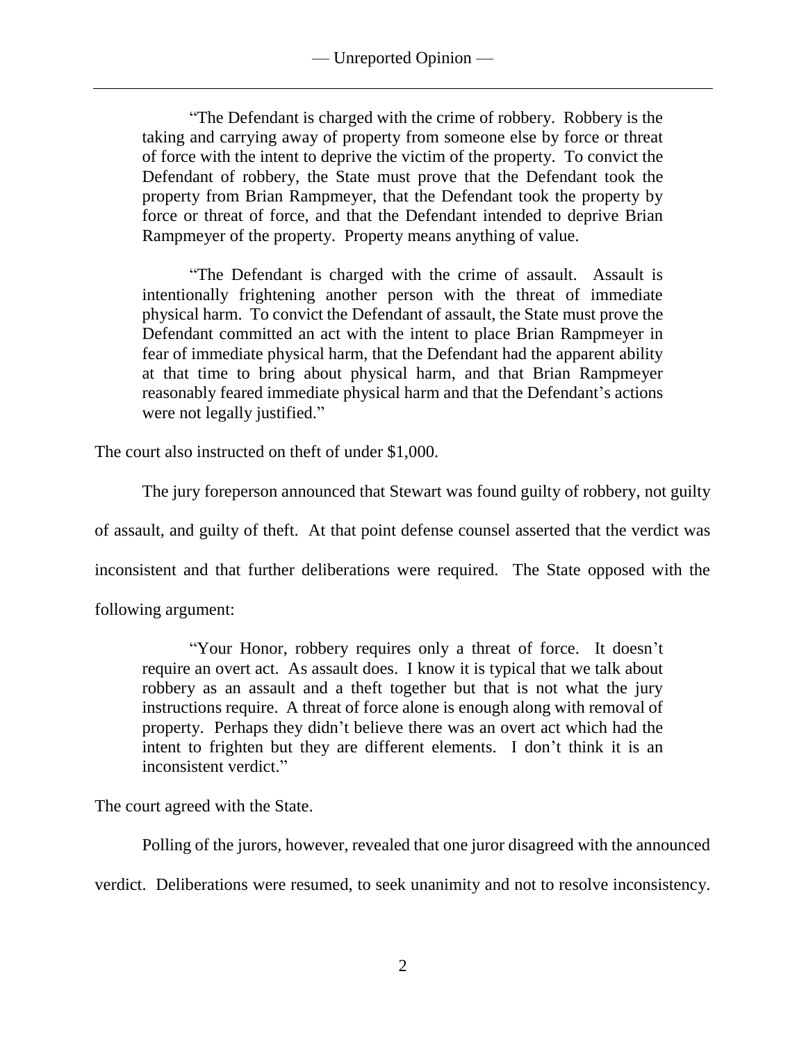> "The Defendant is charged with the crime of robbery. Robbery is the taking and carrying away of property from someone else by force or threat of force with the intent to deprive the victim of the property. To convict the Defendant of robbery, the State must prove that the Defendant took the property from Brian Rampmeyer, that the Defendant took the property by force or threat of force, and that the Defendant intended to deprive Brian Rampmeyer of the property. Property means anything of value.
>
> "The Defendant is charged with the crime of assault. Assault is intentionally frightening another person with the threat of immediate physical harm. To convict the Defendant of assault, the State must prove the Defendant committed an act with the intent to place Brian Rampmeyer in fear of immediate physical harm, that the Defendant had the apparent ability at that time to bring about physical harm, and that Brian Rampmeyer reasonably feared immediate physical harm and that the Defendant's actions were not legally justified."

The court also instructed on theft of under $1,000.

The jury foreperson announced that Stewart was found guilty of robbery, not guilty of assault, and guilty of theft. At that point defense counsel asserted that the verdict was inconsistent and that further deliberations were required. The State opposed with the following argument:

> "Your Honor, robbery requires only a threat of force. It doesn't require an overt act. As assault does. I know it is typical that we talk about robbery as an assault and a theft together but that is not what the jury instructions require. A threat of force alone is enough along with removal of property. Perhaps they didn't believe there was an overt act which had the intent to frighten but they are different elements. I don't think it is an inconsistent verdict."

The court agreed with the State.

Polling of the jurors, however, revealed that one juror disagreed with the announced verdict. Deliberations were resumed, to seek unanimity and not to resolve inconsistency.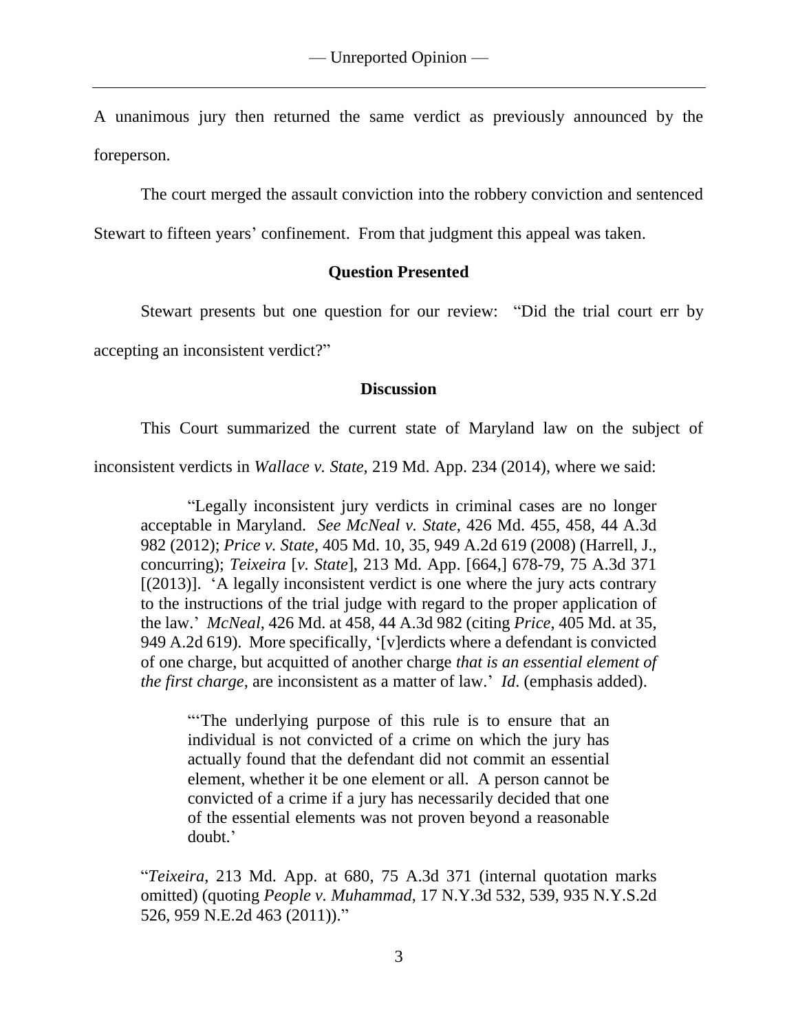A unanimous jury then returned the same verdict as previously announced by the foreperson.

The court merged the assault conviction into the robbery conviction and sentenced Stewart to fifteen years' confinement. From that judgment this appeal was taken.

### Question Presented

Stewart presents but one question for our review: "Did the trial court err by accepting an inconsistent verdict?"

### Discussion

This Court summarized the current state of Maryland law on the subject of inconsistent verdicts in *Wallace v. State*, 219 Md. App. 234 (2014), where we said:

> "Legally inconsistent jury verdicts in criminal cases are no longer acceptable in Maryland. *See McNeal v. State*, 426 Md. 455, 458, 44 A.3d 982 (2012); *Price v. State*, 405 Md. 10, 35, 949 A.2d 619 (2008) (Harrell, J., concurring); *Teixeira* [*v. State*], 213 Md. App. [664,] 678-79, 75 A.3d 371 [(2013)]. 'A legally inconsistent verdict is one where the jury acts contrary to the instructions of the trial judge with regard to the proper application of the law.' *McNeal*, 426 Md. at 458, 44 A.3d 982 (citing *Price*, 405 Md. at 35, 949 A.2d 619). More specifically, '[v]erdicts where a defendant is convicted of one charge, but acquitted of another charge *that is an essential element of the first charge*, are inconsistent as a matter of law.' *Id*. (emphasis added).
>
> > "'The underlying purpose of this rule is to ensure that an individual is not convicted of a crime on which the jury has actually found that the defendant did not commit an essential element, whether it be one element or all. A person cannot be convicted of a crime if a jury has necessarily decided that one of the essential elements was not proven beyond a reasonable doubt.'
>
> "*Teixeira*, 213 Md. App. at 680, 75 A.3d 371 (internal quotation marks omitted) (quoting *People v. Muhammad*, 17 N.Y.3d 532, 539, 935 N.Y.S.2d 526, 959 N.E.2d 463 (2011))."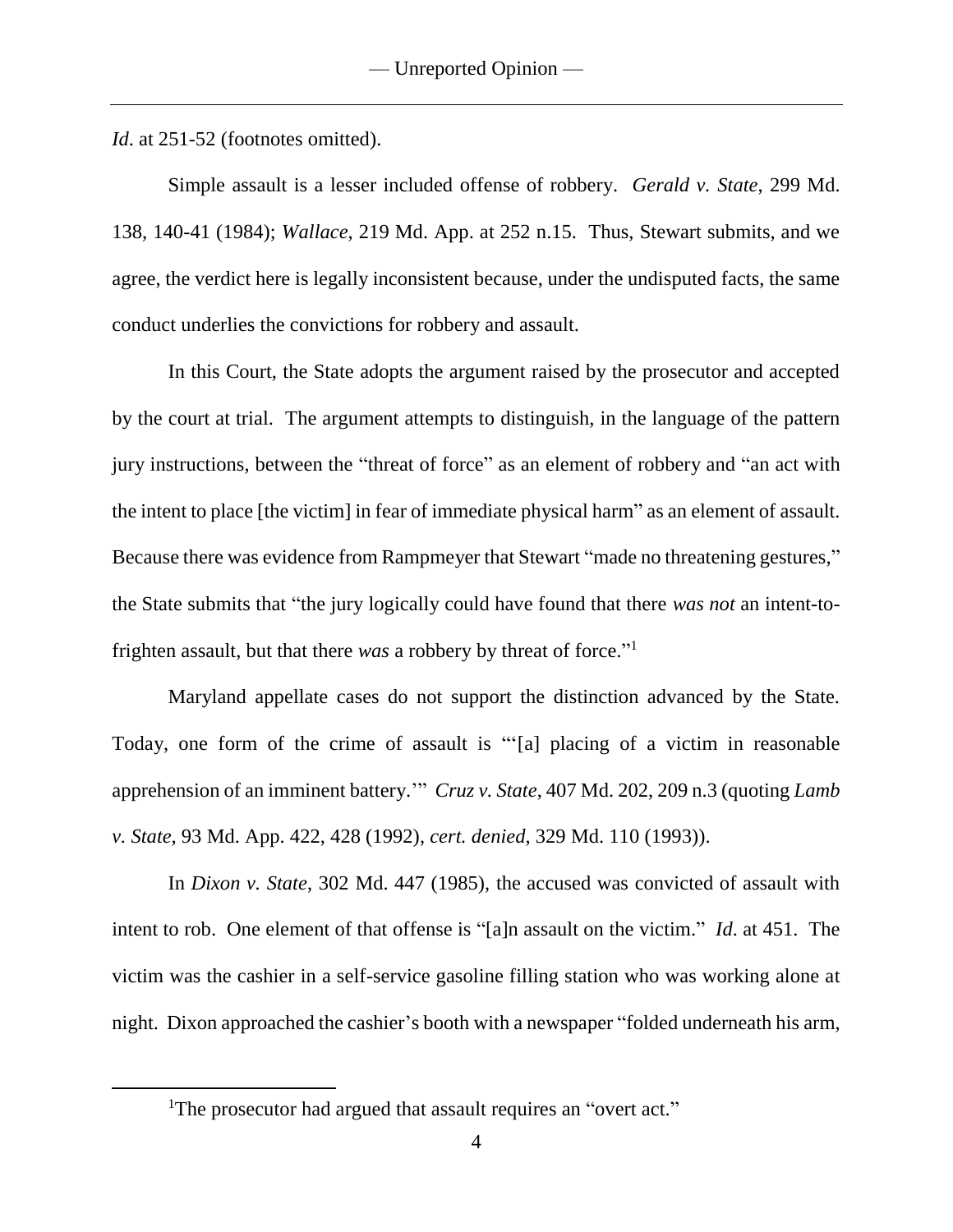*Id*. at 251-52 (footnotes omitted).

Simple assault is a lesser included offense of robbery. *Gerald v. State*, 299 Md. 138, 140-41 (1984); *Wallace*, 219 Md. App. at 252 n.15. Thus, Stewart submits, and we agree, the verdict here is legally inconsistent because, under the undisputed facts, the same conduct underlies the convictions for robbery and assault.

In this Court, the State adopts the argument raised by the prosecutor and accepted by the court at trial. The argument attempts to distinguish, in the language of the pattern jury instructions, between the "threat of force" as an element of robbery and "an act with the intent to place [the victim] in fear of immediate physical harm" as an element of assault. Because there was evidence from Rampmeyer that Stewart "made no threatening gestures," the State submits that "the jury logically could have found that there *was not* an intent-to-frighten assault, but that there *was* a robbery by threat of force."[1]

Maryland appellate cases do not support the distinction advanced by the State. Today, one form of the crime of assault is "'[a] placing of a victim in reasonable apprehension of an imminent battery.'" *Cruz v. State*, 407 Md. 202, 209 n.3 (quoting *Lamb v. State*, 93 Md. App. 422, 428 (1992), *cert. denied*, 329 Md. 110 (1993)).

In *Dixon v. State*, 302 Md. 447 (1985), the accused was convicted of assault with intent to rob. One element of that offense is "[a]n assault on the victim." *Id*. at 451. The victim was the cashier in a self-service gasoline filling station who was working alone at night. Dixon approached the cashier's booth with a newspaper "folded underneath his arm,

[1] The prosecutor had argued that assault requires an "overt act."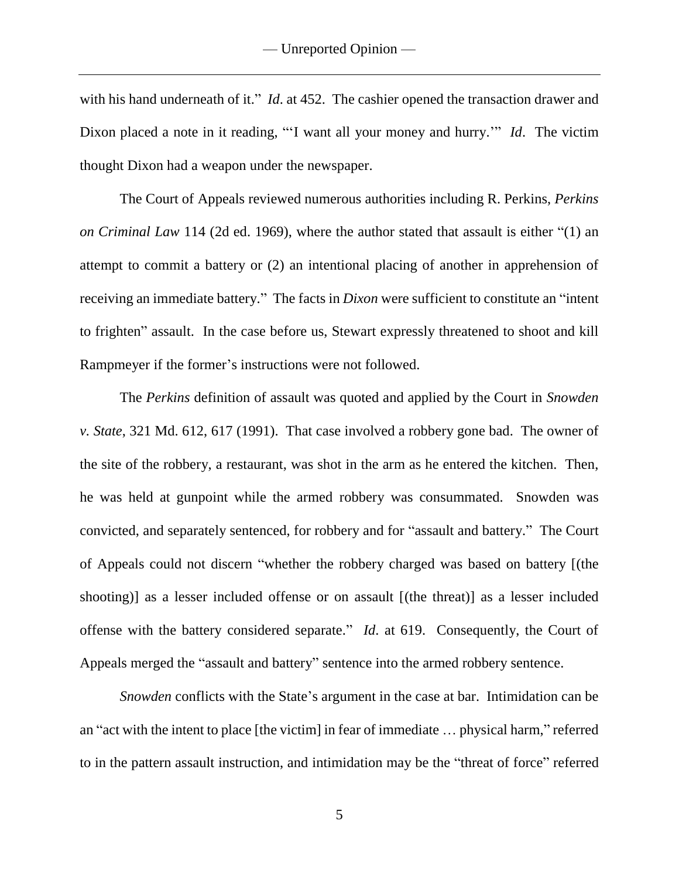with his hand underneath of it." *Id.* at 452. The cashier opened the transaction drawer and Dixon placed a note in it reading, "'I want all your money and hurry.'" *Id*. The victim thought Dixon had a weapon under the newspaper.

The Court of Appeals reviewed numerous authorities including R. Perkins, *Perkins on Criminal Law* 114 (2d ed. 1969), where the author stated that assault is either "(1) an attempt to commit a battery or (2) an intentional placing of another in apprehension of receiving an immediate battery." The facts in *Dixon* were sufficient to constitute an "intent to frighten" assault. In the case before us, Stewart expressly threatened to shoot and kill Rampmeyer if the former's instructions were not followed.

The *Perkins* definition of assault was quoted and applied by the Court in *Snowden v. State*, 321 Md. 612, 617 (1991). That case involved a robbery gone bad. The owner of the site of the robbery, a restaurant, was shot in the arm as he entered the kitchen. Then, he was held at gunpoint while the armed robbery was consummated. Snowden was convicted, and separately sentenced, for robbery and for "assault and battery." The Court of Appeals could not discern "whether the robbery charged was based on battery [(the shooting)] as a lesser included offense or on assault [(the threat)] as a lesser included offense with the battery considered separate." *Id*. at 619. Consequently, the Court of Appeals merged the "assault and battery" sentence into the armed robbery sentence.

*Snowden* conflicts with the State's argument in the case at bar. Intimidation can be an "act with the intent to place [the victim] in fear of immediate … physical harm," referred to in the pattern assault instruction, and intimidation may be the "threat of force" referred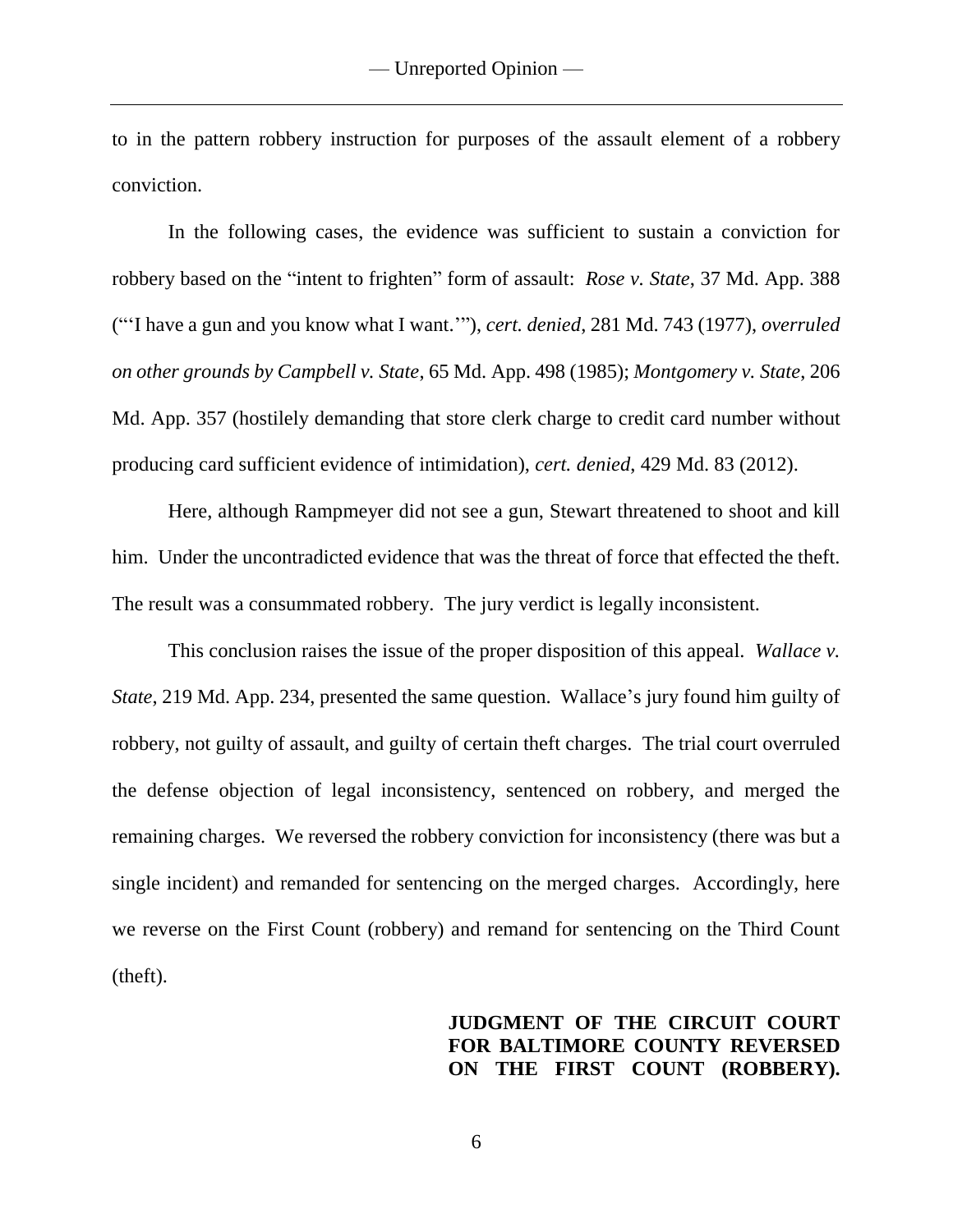to in the pattern robbery instruction for purposes of the assault element of a robbery conviction.

In the following cases, the evidence was sufficient to sustain a conviction for robbery based on the "intent to frighten" form of assault: *Rose v. State*, 37 Md. App. 388 ("'I have a gun and you know what I want.'"), *cert. denied*, 281 Md. 743 (1977), *overruled on other grounds by Campbell v. State*, 65 Md. App. 498 (1985); *Montgomery v. State*, 206 Md. App. 357 (hostilely demanding that store clerk charge to credit card number without producing card sufficient evidence of intimidation), *cert. denied*, 429 Md. 83 (2012).

Here, although Rampmeyer did not see a gun, Stewart threatened to shoot and kill him. Under the uncontradicted evidence that was the threat of force that effected the theft. The result was a consummated robbery. The jury verdict is legally inconsistent.

This conclusion raises the issue of the proper disposition of this appeal. *Wallace v. State*, 219 Md. App. 234, presented the same question. Wallace's jury found him guilty of robbery, not guilty of assault, and guilty of certain theft charges. The trial court overruled the defense objection of legal inconsistency, sentenced on robbery, and merged the remaining charges. We reversed the robbery conviction for inconsistency (there was but a single incident) and remanded for sentencing on the merged charges. Accordingly, here we reverse on the First Count (robbery) and remand for sentencing on the Third Count (theft).

**JUDGMENT OF THE CIRCUIT COURT FOR BALTIMORE COUNTY REVERSED ON THE FIRST COUNT (ROBBERY).**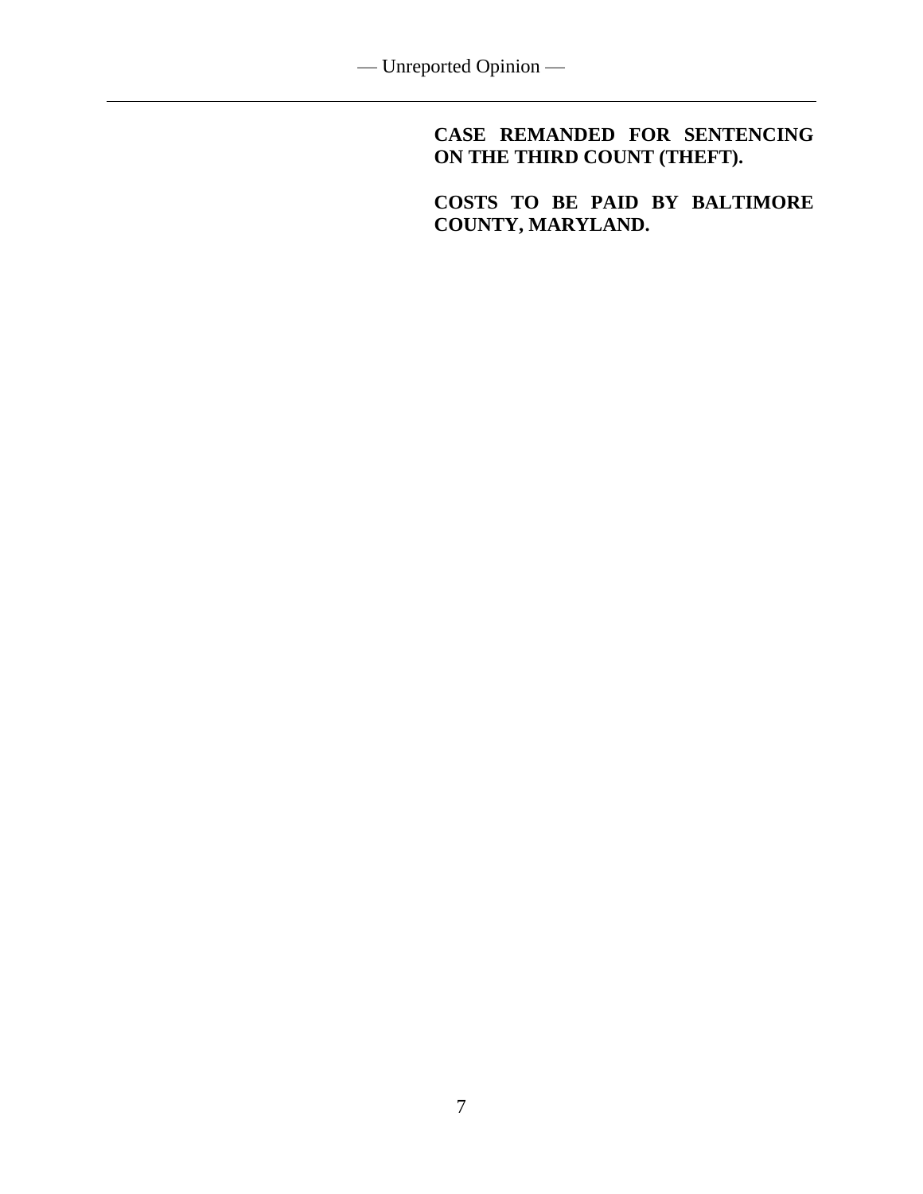**CASE REMANDED FOR SENTENCING ON THE THIRD COUNT (THEFT).**

**COSTS TO BE PAID BY BALTIMORE COUNTY, MARYLAND.**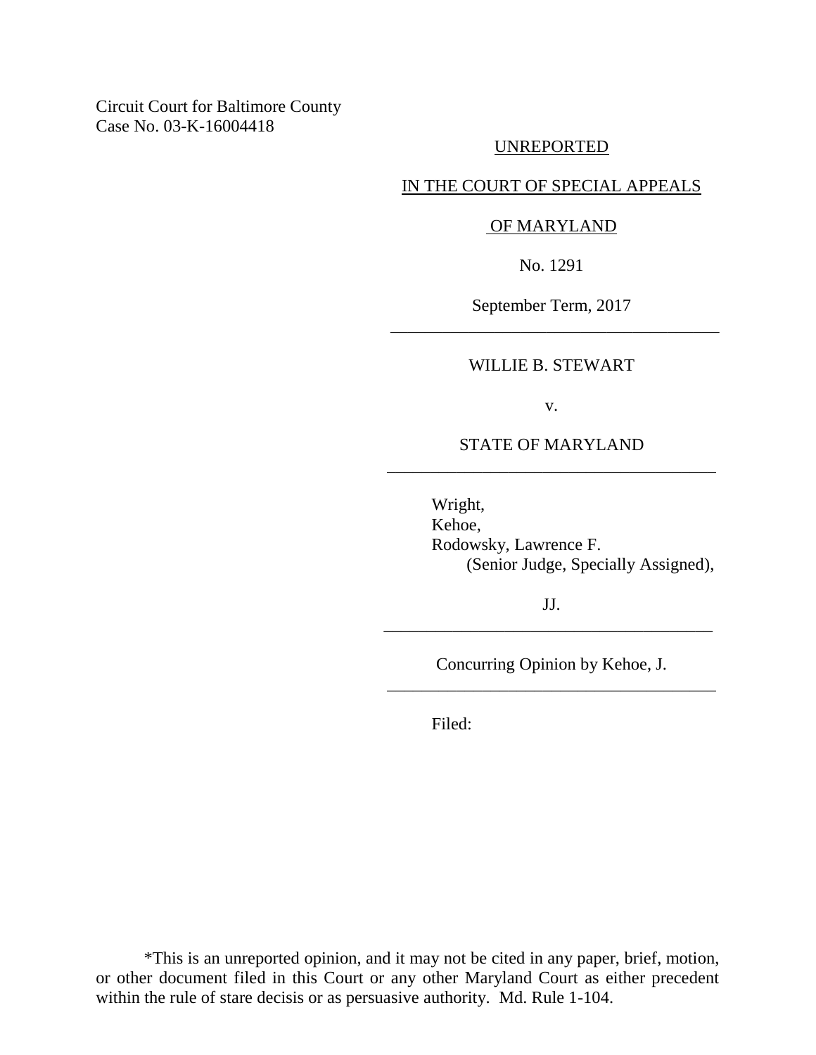Circuit Court for Baltimore County
Case No. 03-K-16004418

UNREPORTED

IN THE COURT OF SPECIAL APPEALS

OF MARYLAND

No. 1291

September Term, 2017

---

WILLIE B. STEWART

v.

STATE OF MARYLAND

---

Wright,
Kehoe,
Rodowsky, Lawrence F.
(Senior Judge, Specially Assigned),

JJ.

---

Concurring Opinion by Kehoe, J.

---

Filed:

*This is an unreported opinion, and it may not be cited in any paper, brief, motion, or other document filed in this Court or any other Maryland Court as either precedent within the rule of stare decisis or as persuasive authority. Md. Rule 1-104.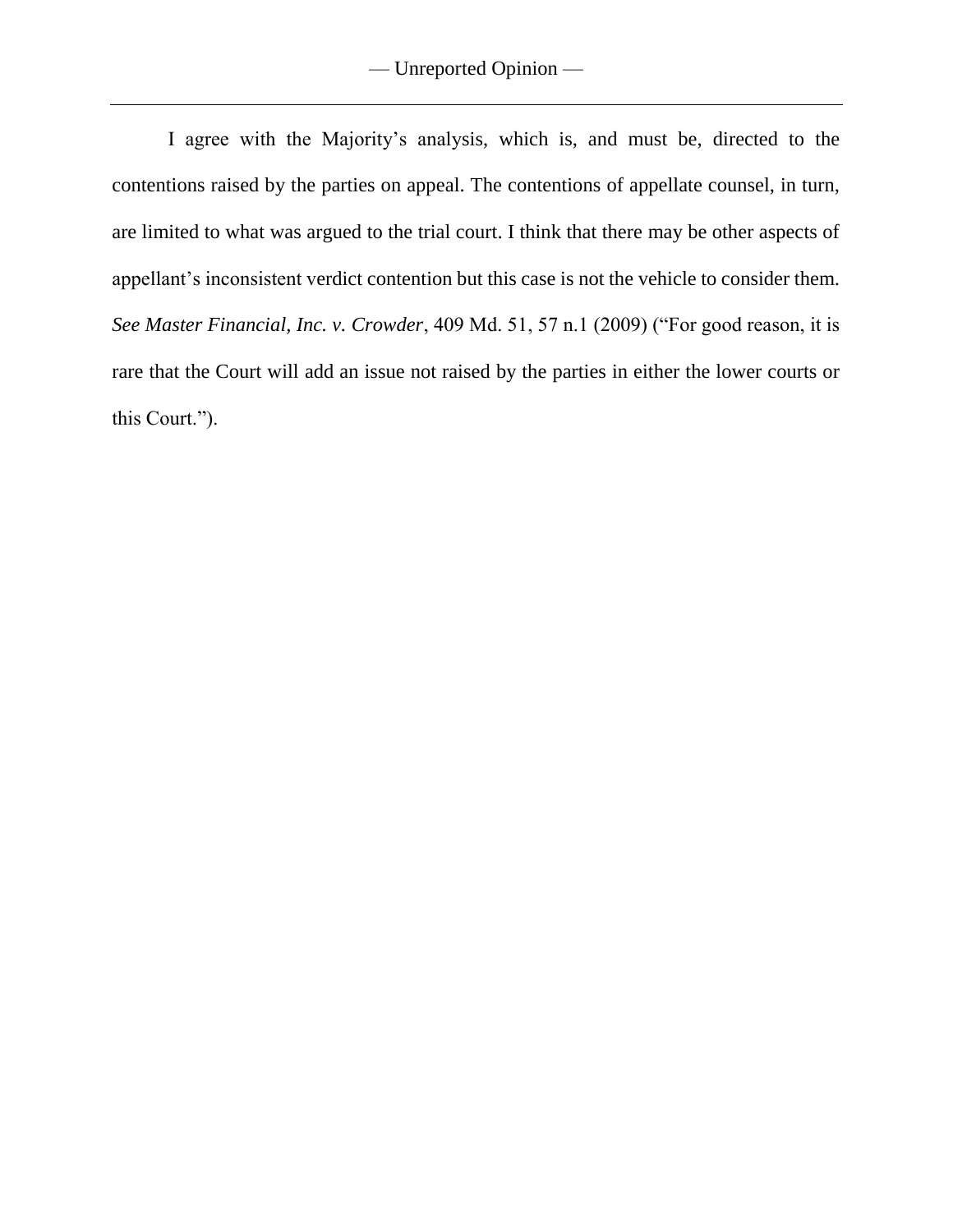I agree with the Majority's analysis, which is, and must be, directed to the contentions raised by the parties on appeal. The contentions of appellate counsel, in turn, are limited to what was argued to the trial court. I think that there may be other aspects of appellant's inconsistent verdict contention but this case is not the vehicle to consider them. *See Master Financial, Inc. v. Crowder*, 409 Md. 51, 57 n.1 (2009) ("For good reason, it is rare that the Court will add an issue not raised by the parties in either the lower courts or this Court.").